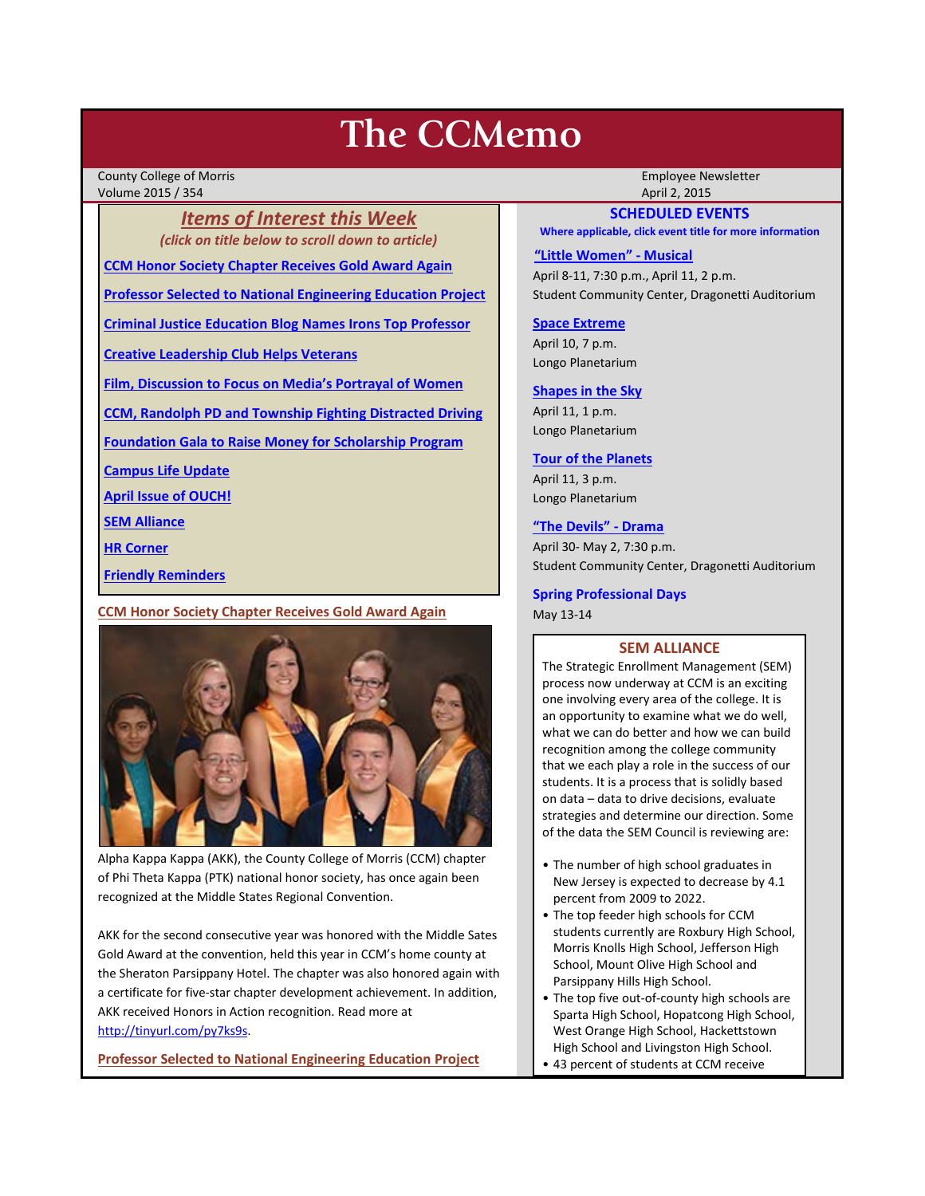# The CCMemo

County College of Morris
Volume 2015 / 354

Employee Newsletter
April 2, 2015

## *Items of Interest this Week*

*(click on title below to scroll down to article)*

**CCM Honor Society Chapter Receives Gold Award Again**

**Professor Selected to National Engineering Education Project**

**Criminal Justice Education Blog Names Irons Top Professor**

**Creative Leadership Club Helps Veterans**

**Film, Discussion to Focus on Media's Portrayal of Women**

**CCM, Randolph PD and Township Fighting Distracted Driving**

**Foundation Gala to Raise Money for Scholarship Program**

**Campus Life Update**

**April Issue of OUCH!**

**SEM Alliance**

**HR Corner**

**Friendly Reminders**

### CCM Honor Society Chapter Receives Gold Award Again

Alpha Kappa Kappa (AKK), the County College of Morris (CCM) chapter of Phi Theta Kappa (PTK) national honor society, has once again been recognized at the Middle States Regional Convention.

AKK for the second consecutive year was honored with the Middle Sates Gold Award at the convention, held this year in CCM's home county at the Sheraton Parsippany Hotel. The chapter was also honored again with a certificate for five-star chapter development achievement. In addition, AKK received Honors in Action recognition. Read more at http://tinyurl.com/py7ks9s.

### Professor Selected to National Engineering Education Project

## SCHEDULED EVENTS

**Where applicable, click event title for more information**

**"Little Women" - Musical**
April 8-11, 7:30 p.m., April 11, 2 p.m.
Student Community Center, Dragonetti Auditorium

**Space Extreme**
April 10, 7 p.m.
Longo Planetarium

**Shapes in the Sky**
April 11, 1 p.m.
Longo Planetarium

**Tour of the Planets**
April 11, 3 p.m.
Longo Planetarium

**"The Devils" - Drama**
April 30- May 2, 7:30 p.m.
Student Community Center, Dragonetti Auditorium

**Spring Professional Days**
May 13-14

## SEM ALLIANCE

The Strategic Enrollment Management (SEM) process now underway at CCM is an exciting one involving every area of the college. It is an opportunity to examine what we do well, what we can do better and how we can build recognition among the college community that we each play a role in the success of our students. It is a process that is solidly based on data – data to drive decisions, evaluate strategies and determine our direction. Some of the data the SEM Council is reviewing are:

- The number of high school graduates in New Jersey is expected to decrease by 4.1 percent from 2009 to 2022.
- The top feeder high schools for CCM students currently are Roxbury High School, Morris Knolls High School, Jefferson High School, Mount Olive High School and Parsippany Hills High School.
- The top five out-of-county high schools are Sparta High School, Hopatcong High School, West Orange High School, Hackettstown High School and Livingston High School.
- 43 percent of students at CCM receive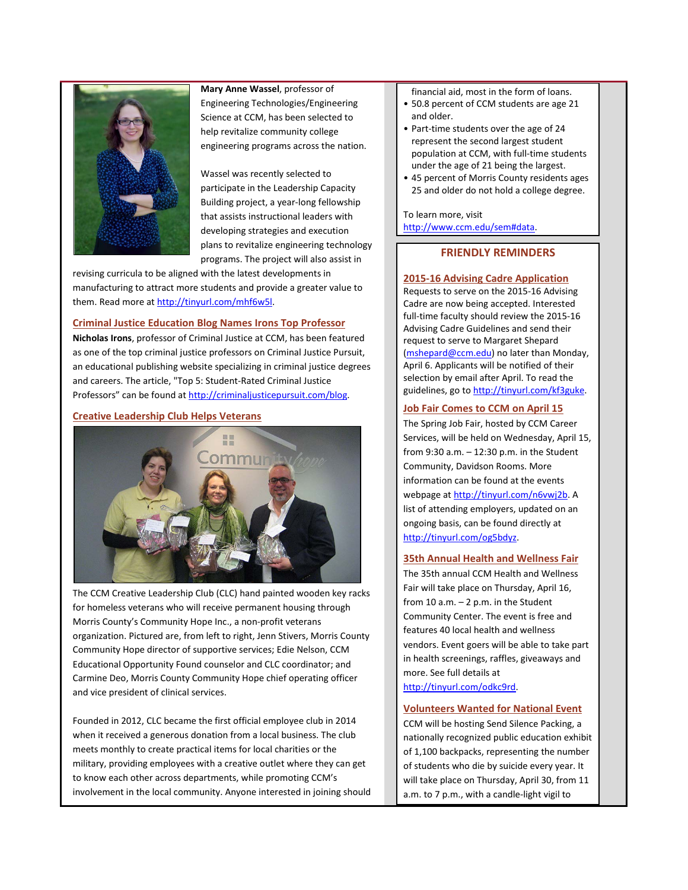**Mary Anne Wassel**, professor of Engineering Technologies/Engineering Science at CCM, has been selected to help revitalize community college engineering programs across the nation.

Wassel was recently selected to participate in the Leadership Capacity Building project, a year-long fellowship that assists instructional leaders with developing strategies and execution plans to revitalize engineering technology programs. The project will also assist in revising curricula to be aligned with the latest developments in manufacturing to attract more students and provide a greater value to them. Read more at http://tinyurl.com/mhf6w5l.

### Criminal Justice Education Blog Names Irons Top Professor

**Nicholas Irons**, professor of Criminal Justice at CCM, has been featured as one of the top criminal justice professors on Criminal Justice Pursuit, an educational publishing website specializing in criminal justice degrees and careers. The article, "Top 5: Student-Rated Criminal Justice Professors" can be found at http://criminaljusticepursuit.com/blog.

### Creative Leadership Club Helps Veterans

The CCM Creative Leadership Club (CLC) hand painted wooden key racks for homeless veterans who will receive permanent housing through Morris County's Community Hope Inc., a non-profit veterans organization. Pictured are, from left to right, Jenn Stivers, Morris County Community Hope director of supportive services; Edie Nelson, CCM Educational Opportunity Found counselor and CLC coordinator; and Carmine Deo, Morris County Community Hope chief operating officer and vice president of clinical services.

Founded in 2012, CLC became the first official employee club in 2014 when it received a generous donation from a local business. The club meets monthly to create practical items for local charities or the military, providing employees with a creative outlet where they can get to know each other across departments, while promoting CCM's involvement in the local community. Anyone interested in joining should

financial aid, most in the form of loans.

- 50.8 percent of CCM students are age 21 and older.
- Part-time students over the age of 24 represent the second largest student population at CCM, with full-time students under the age of 21 being the largest.
- 45 percent of Morris County residents ages 25 and older do not hold a college degree.

To learn more, visit http://www.ccm.edu/sem#data.

## FRIENDLY REMINDERS

### 2015-16 Advising Cadre Application

Requests to serve on the 2015-16 Advising Cadre are now being accepted. Interested full-time faculty should review the 2015-16 Advising Cadre Guidelines and send their request to serve to Margaret Shepard (mshepard@ccm.edu) no later than Monday, April 6. Applicants will be notified of their selection by email after April. To read the guidelines, go to http://tinyurl.com/kf3guke.

### Job Fair Comes to CCM on April 15

The Spring Job Fair, hosted by CCM Career Services, will be held on Wednesday, April 15, from 9:30 a.m. – 12:30 p.m. in the Student Community, Davidson Rooms. More information can be found at the events webpage at http://tinyurl.com/n6vwj2b. A list of attending employers, updated on an ongoing basis, can be found directly at http://tinyurl.com/og5bdyz.

### 35th Annual Health and Wellness Fair

The 35th annual CCM Health and Wellness Fair will take place on Thursday, April 16, from 10 a.m. – 2 p.m. in the Student Community Center. The event is free and features 40 local health and wellness vendors. Event goers will be able to take part in health screenings, raffles, giveaways and more. See full details at http://tinyurl.com/odkc9rd.

### Volunteers Wanted for National Event

CCM will be hosting Send Silence Packing, a nationally recognized public education exhibit of 1,100 backpacks, representing the number of students who die by suicide every year. It will take place on Thursday, April 30, from 11 a.m. to 7 p.m., with a candle-light vigil to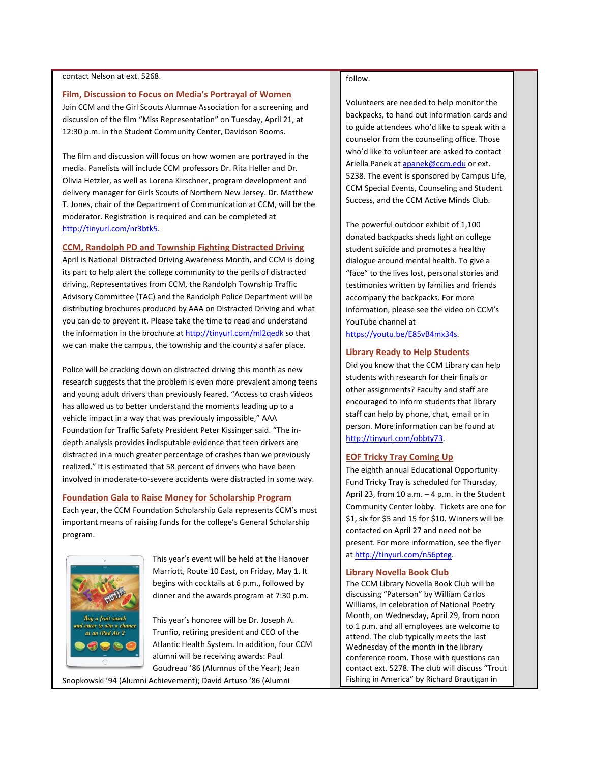contact Nelson at ext. 5268.

### Film, Discussion to Focus on Media's Portrayal of Women

Join CCM and the Girl Scouts Alumnae Association for a screening and discussion of the film "Miss Representation" on Tuesday, April 21, at 12:30 p.m. in the Student Community Center, Davidson Rooms.

The film and discussion will focus on how women are portrayed in the media. Panelists will include CCM professors Dr. Rita Heller and Dr. Olivia Hetzler, as well as Lorena Kirschner, program development and delivery manager for Girls Scouts of Northern New Jersey. Dr. Matthew T. Jones, chair of the Department of Communication at CCM, will be the moderator. Registration is required and can be completed at http://tinyurl.com/nr3btk5.

### CCM, Randolph PD and Township Fighting Distracted Driving

April is National Distracted Driving Awareness Month, and CCM is doing its part to help alert the college community to the perils of distracted driving. Representatives from CCM, the Randolph Township Traffic Advisory Committee (TAC) and the Randolph Police Department will be distributing brochures produced by AAA on Distracted Driving and what you can do to prevent it. Please take the time to read and understand the information in the brochure at http://tinyurl.com/ml2qedk so that we can make the campus, the township and the county a safer place.

Police will be cracking down on distracted driving this month as new research suggests that the problem is even more prevalent among teens and young adult drivers than previously feared. "Access to crash videos has allowed us to better understand the moments leading up to a vehicle impact in a way that was previously impossible," AAA Foundation for Traffic Safety President Peter Kissinger said. "The in-depth analysis provides indisputable evidence that teen drivers are distracted in a much greater percentage of crashes than we previously realized." It is estimated that 58 percent of drivers who have been involved in moderate-to-severe accidents were distracted in some way.

### Foundation Gala to Raise Money for Scholarship Program

Each year, the CCM Foundation Scholarship Gala represents CCM's most important means of raising funds for the college's General Scholarship program.

*Buy a fruit snack and enter to win a chance at an iPad Air 2*

This year's event will be held at the Hanover Marriott, Route 10 East, on Friday, May 1. It begins with cocktails at 6 p.m., followed by dinner and the awards program at 7:30 p.m.

This year's honoree will be Dr. Joseph A. Trunfio, retiring president and CEO of the Atlantic Health System. In addition, four CCM alumni will be receiving awards: Paul Goudreau '86 (Alumnus of the Year); Jean Snopkowski '94 (Alumni Achievement); David Artuso '86 (Alumni

follow.

Volunteers are needed to help monitor the backpacks, to hand out information cards and to guide attendees who'd like to speak with a counselor from the counseling office. Those who'd like to volunteer are asked to contact Ariella Panek at apanek@ccm.edu or ext. 5238. The event is sponsored by Campus Life, CCM Special Events, Counseling and Student Success, and the CCM Active Minds Club.

The powerful outdoor exhibit of 1,100 donated backpacks sheds light on college student suicide and promotes a healthy dialogue around mental health. To give a "face" to the lives lost, personal stories and testimonies written by families and friends accompany the backpacks. For more information, please see the video on CCM's YouTube channel at https://youtu.be/E85vB4mx34s.

### Library Ready to Help Students

Did you know that the CCM Library can help students with research for their finals or other assignments? Faculty and staff are encouraged to inform students that library staff can help by phone, chat, email or in person. More information can be found at http://tinyurl.com/obbty73.

### EOF Tricky Tray Coming Up

The eighth annual Educational Opportunity Fund Tricky Tray is scheduled for Thursday, April 23, from 10 a.m. – 4 p.m. in the Student Community Center lobby. Tickets are one for $1, six for $5 and 15 for $10. Winners will be contacted on April 27 and need not be present. For more information, see the flyer at http://tinyurl.com/n56pteg.

### Library Novella Book Club

The CCM Library Novella Book Club will be discussing "Paterson" by William Carlos Williams, in celebration of National Poetry Month, on Wednesday, April 29, from noon to 1 p.m. and all employees are welcome to attend. The club typically meets the last Wednesday of the month in the library conference room. Those with questions can contact ext. 5278. The club will discuss "Trout Fishing in America" by Richard Brautigan in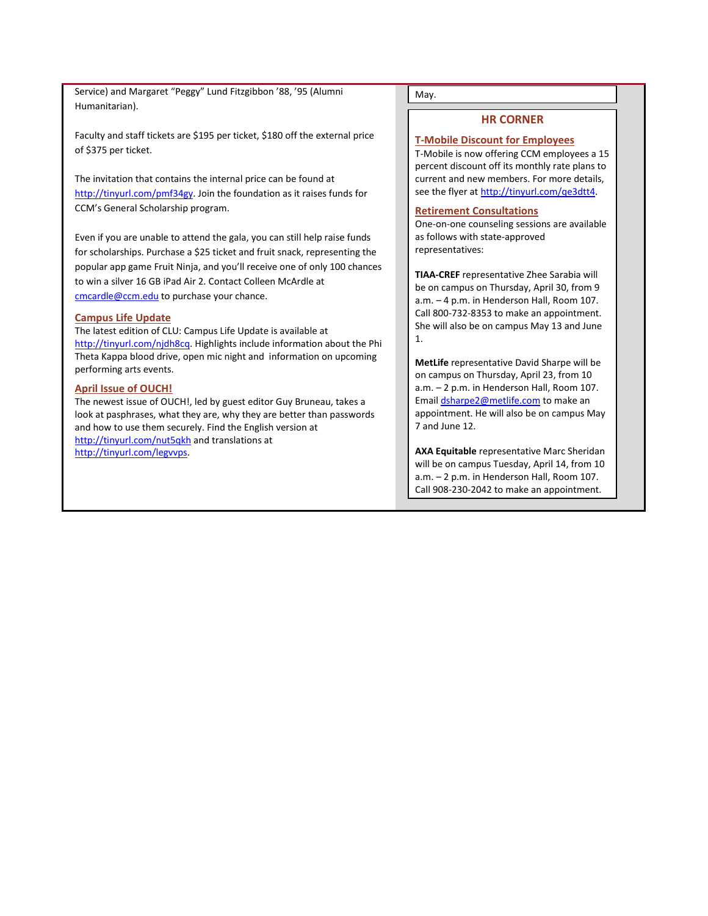Service) and Margaret "Peggy" Lund Fitzgibbon '88, '95 (Alumni Humanitarian).

Faculty and staff tickets are $195 per ticket, $180 off the external price of $375 per ticket.

The invitation that contains the internal price can be found at http://tinyurl.com/pmf34gy. Join the foundation as it raises funds for CCM's General Scholarship program.

Even if you are unable to attend the gala, you can still help raise funds for scholarships. Purchase a $25 ticket and fruit snack, representing the popular app game Fruit Ninja, and you'll receive one of only 100 chances to win a silver 16 GB iPad Air 2. Contact Colleen McArdle at cmcardle@ccm.edu to purchase your chance.

### Campus Life Update

The latest edition of CLU: Campus Life Update is available at http://tinyurl.com/njdh8cq. Highlights include information about the Phi Theta Kappa blood drive, open mic night and information on upcoming performing arts events.

### April Issue of OUCH!

The newest issue of OUCH!, led by guest editor Guy Bruneau, takes a look at pasphrases, what they are, why they are better than passwords and how to use them securely. Find the English version at http://tinyurl.com/nut5qkh and translations at http://tinyurl.com/legvvps.

May.

## HR CORNER

### T-Mobile Discount for Employees

T-Mobile is now offering CCM employees a 15 percent discount off its monthly rate plans to current and new members. For more details, see the flyer at http://tinyurl.com/qe3dtt4.

### Retirement Consultations

One-on-one counseling sessions are available as follows with state-approved representatives:

**TIAA-CREF** representative Zhee Sarabia will be on campus on Thursday, April 30, from 9 a.m. – 4 p.m. in Henderson Hall, Room 107. Call 800-732-8353 to make an appointment. She will also be on campus May 13 and June 1.

**MetLife** representative David Sharpe will be on campus on Thursday, April 23, from 10 a.m. – 2 p.m. in Henderson Hall, Room 107. Email dsharpe2@metlife.com to make an appointment. He will also be on campus May 7 and June 12.

**AXA Equitable** representative Marc Sheridan will be on campus Tuesday, April 14, from 10 a.m. – 2 p.m. in Henderson Hall, Room 107. Call 908-230-2042 to make an appointment.